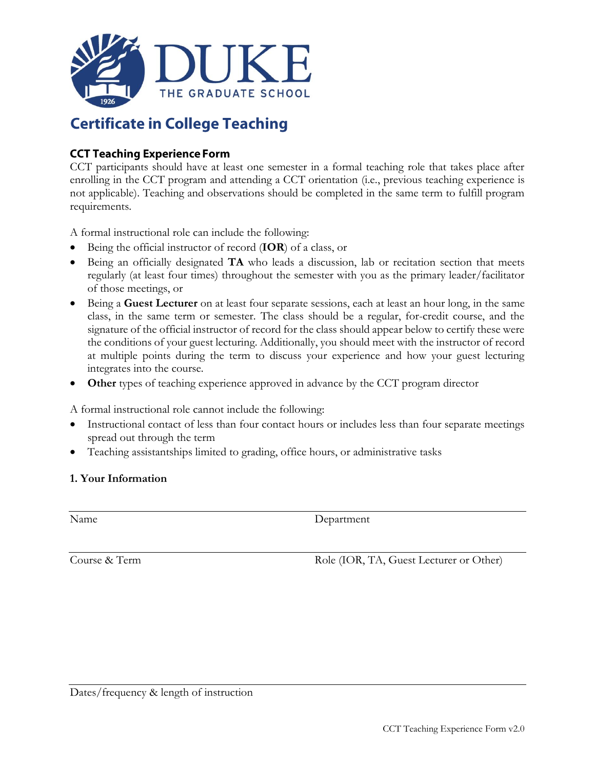DUKE

THE GRADUATE SCHOOL

# Certificate in College Teaching

## CCT Teaching Experience Form

CCT participants should have at least one semester in a formal teaching role that takes place after enrolling in the CCT program and attending a CCT orientation (i.e., previous teaching experience is not applicable). Teaching and observations should be completed in the same term to fulfill program requirements.

A formal instructional role can include the following:

- Being the official instructor of record (**IOR**) of a class, or
- Being an officially designated **TA** who leads a discussion, lab or recitation section that meets regularly (at least four times) throughout the semester with you as the primary leader/facilitator of those meetings, or
- Being a **Guest Lecturer** on at least four separate sessions, each at least an hour long, in the same class, in the same term or semester. The class should be a regular, for-credit course, and the signature of the official instructor of record for the class should appear below to certify these were the conditions of your guest lecturing. Additionally, you should meet with the instructor of record at multiple points during the term to discuss your experience and how your guest lecturing integrates into the course.
- **Other** types of teaching experience approved in advance by the CCT program director

A formal instructional role cannot include the following:

- Instructional contact of less than four contact hours or includes less than four separate meetings spread out through the term
- Teaching assistantships limited to grading, office hours, or administrative tasks

### 1. Your Information

| Name | Department |
|---|---|
| Course & Term | Role (IOR, TA, Guest Lecturer or Other) |

Dates/frequency & length of instruction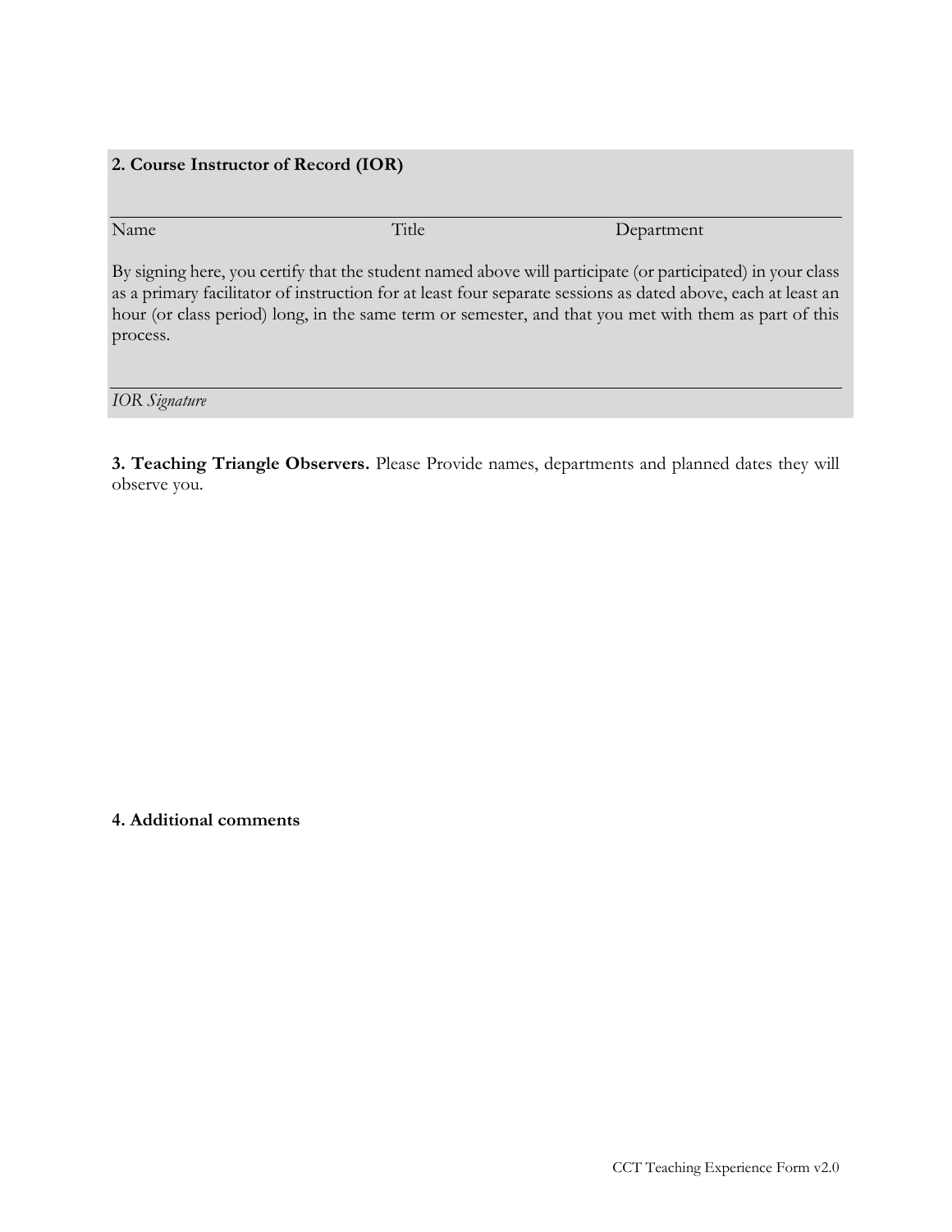**2. Course Instructor of Record (IOR)**

Name Title Department

By signing here, you certify that the student named above will participate (or participated) in your class as a primary facilitator of instruction for at least four separate sessions as dated above, each at least an hour (or class period) long, in the same term or semester, and that you met with them as part of this process.

*IOR Signature*

**3. Teaching Triangle Observers.** Please Provide names, departments and planned dates they will observe you.

**4. Additional comments**

CCT Teaching Experience Form v2.0